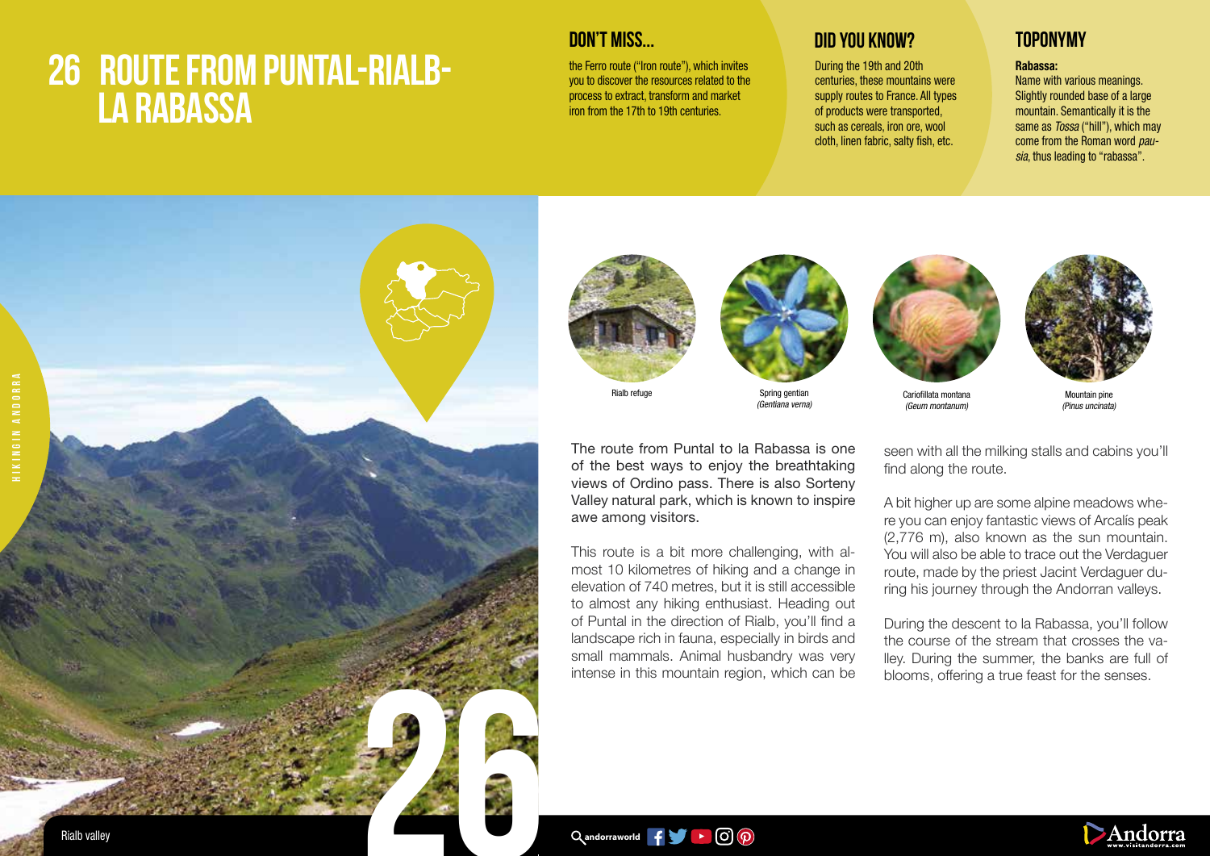# 26 ROUTE FROM PUNTAL-RIALB-LA RABASSA

## DON'T MISS...

the Ferro route ("Iron route"), which invites you to discover the resources related to the process to extract, transform and market iron from the 17th to 19th centuries.

## DID YOU KNOW?

During the 19th and 20th centuries, these mountains were supply routes to France. All types of products were transported, such as cereals, iron ore, wool cloth, linen fabric, salty fish, etc.

## TOPONYMY

**Rabassa:**

Name with various meanings. Slightly rounded base of a large mountain. Semantically it is the same as *Tossa* ("hill"), which may come from the Roman word *pausia*, thus leading to "rabassa".

Rialb refuge

Spring gentian *(Gentiana verna)*

Cariofillata montana *(Geum montanum)*

Mountain pine *(Pinus uncinata)*

The route from Puntal to la Rabassa is one of the best ways to enjoy the breathtaking views of Ordino pass. There is also Sorteny Valley natural park, which is known to inspire awe among visitors.

This route is a bit more challenging, with almost 10 kilometres of hiking and a change in elevation of 740 metres, but it is still accessible to almost any hiking enthusiast. Heading out of Puntal in the direction of Rialb, you'll find a landscape rich in fauna, especially in birds and small mammals. Animal husbandry was very intense in this mountain region, which can be seen with all the milking stalls and cabins you'll find along the route.

A bit higher up are some alpine meadows where you can enjoy fantastic views of Arcalís peak (2,776 m), also known as the sun mountain. You will also be able to trace out the Verdaguer route, made by the priest Jacint Verdaguer during his journey through the Andorran valleys.

During the descent to la Rabassa, you'll follow the course of the stream that crosses the valley. During the summer, the banks are full of blooms, offering a true feast for the senses.

Rialb valley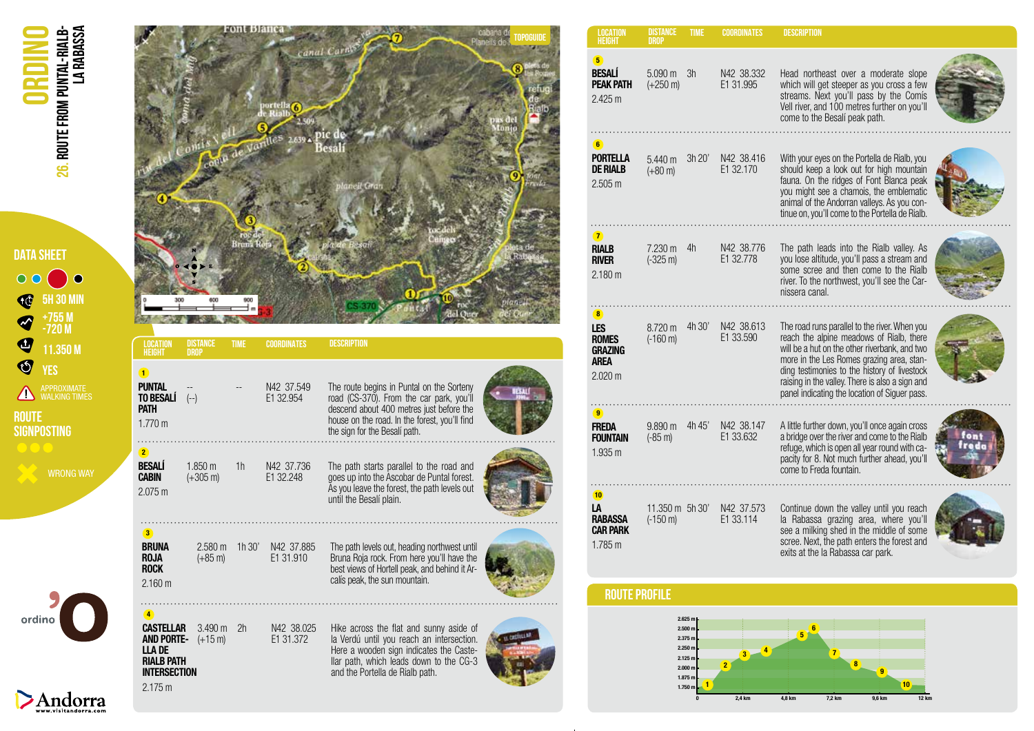# ORDINO

## 26. ROUTE FROM PUNTAL-RIALB-LA RABASSA

## DATA SHEET

5H 30 MIN

+755 M
-720 M

11.350 M

YES

APPROXIMATE WALKING TIMES

## ROUTE SIGNPOSTING

WRONG WAY

| LOCATION HEIGHT | DISTANCE DROP | TIME | COORDINATES | DESCRIPTION |
|---|---|---|---|---|
| 1 **PUNTAL TO BESALÍ PATH** 1.770 m | -- (--) | -- | N42 37.549 E1 32.954 | The route begins in Puntal on the Sorteny road (CS-370). From the car park, you'll descend about 400 metres just before the house on the road. In the forest, you'll find the sign for the Besalí path. |
| 2 **BESALÍ CABIN** 2.075 m | 1.850 m (+305 m) | 1h | N42 37.736 E1 32.248 | The path starts parallel to the road and goes up into the Ascobar de Puntal forest. As you leave the forest, the path levels out until the Besalí plain. |
| 3 **BRUNA ROJA ROCK** 2.160 m | 2.580 m (+85 m) | 1h 30' | N42 37.885 E1 31.910 | The path levels out, heading northwest until Bruna Roja rock. From here you'll have the best views of Hortell peak, and behind it Arcalis peak, the sun mountain. |
| 4 **CASTELLAR AND PORTELLA DE RIALB PATH INTERSECTION** 2.175 m | 3.490 m (+15 m) | 2h | N42 38.025 E1 31.372 | Hike across the flat and sunny aside of la Verdú until you reach an intersection. Here a wooden sign indicates the Castellar path, which leads down to the CG-3 and the Portella de Rialb path. |
| 5 **BESALÍ PEAK PATH** 2.425 m | 5.090 m (+250 m) | 3h | N42 38.332 E1 31.995 | Head northeast over a moderate slope which will get steeper as you cross a few streams. Next you'll pass by the Comís Vell river, and 100 metres further on you'll come to the Besalí peak path. |
| 6 **PORTELLA DE RIALB** 2.505 m | 5.440 m (+80 m) | 3h 20' | N42 38.416 E1 32.170 | With your eyes on the Portella de Rialb, you should keep a look out for high mountain fauna. On the ridges of Font Blanca peak you might see a chamois, the emblematic animal of the Andorran valleys. As you continue on, you'll come to the Portella de Rialb. |
| 7 **RIALB RIVER** 2.180 m | 7.230 m (-325 m) | 4h | N42 38.776 E1 32.778 | The path leads into the Rialb valley. As you lose altitude, you'll pass a stream and some scree and then come to the Rialb river. To the northwest, you'll see the Carnissera canal. |
| 8 **LES ROMES GRAZING AREA** 2.020 m | 8.720 m (-160 m) | 4h 30' | N42 38.613 E1 33.590 | The road runs parallel to the river. When you reach the alpine meadows of Rialb, there will be a hut on the other riverbank, and two more in the Les Romes grazing area, standing testimonies to the history of livestock raising in the valley. There is also a sign and panel indicating the location of Siguer pass. |
| 9 **FREDA FOUNTAIN** 1.935 m | 9.890 m (-85 m) | 4h 45' | N42 38.147 E1 33.632 | A little further down, you'll once again cross a bridge over the river and come to the Rialb refuge, which is open all year round with capacity for 8. Not much further ahead, you'll come to Freda fountain. |
| 10 **LA RABASSA CAR PARK** 1.785 m | 11.350 m (-150 m) | 5h 30' | N42 37.573 E1 33.114 | Continue down the valley until you reach la Rabassa grazing area, where you'll see a milking shed in the middle of some scree. Next, the path enters the forest and exits at the la Rabassa car park. |

## ROUTE PROFILE

2.625 m
2.500 m
2.375 m
2.250 m
2.125 m
2.000 m
1.875 m
1.750 m

0
2,4 km
4,8 km
7,2 km
9,6 km
12 km

ordino

Andorra
www.visitandorra.com